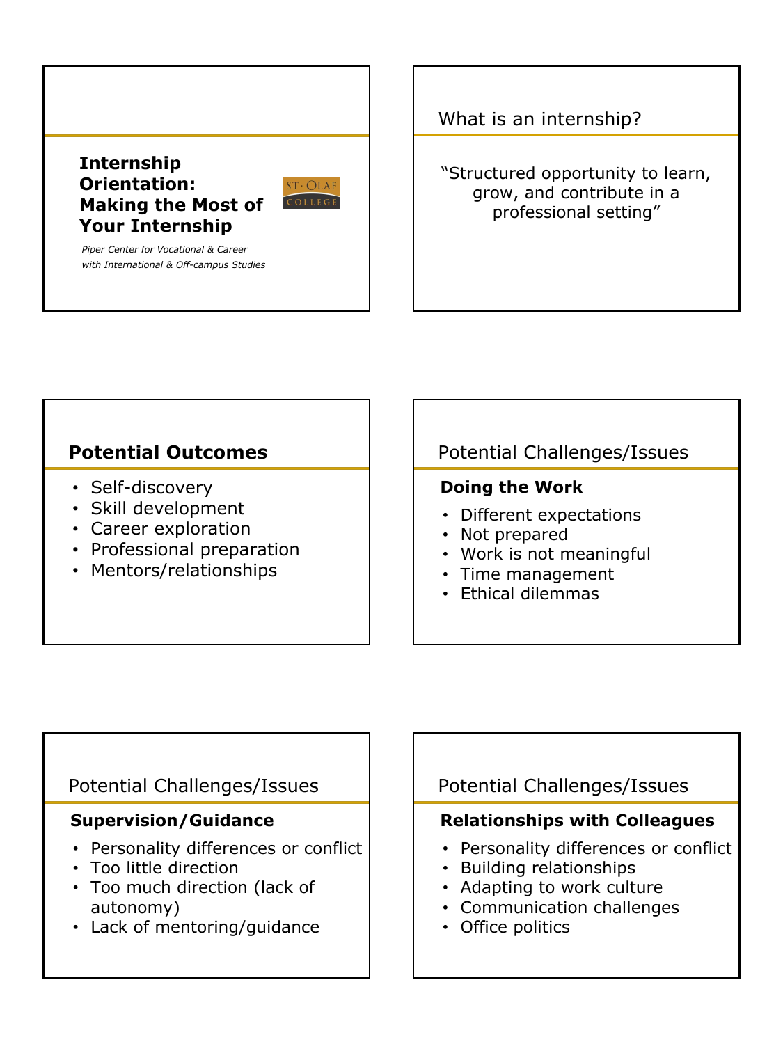# Internship Orientation: Making the Most of Your Internship

ST · OLAF COLLEGE

*Piper Center for Vocational & Career*
*with International & Off-campus Studies*

## What is an internship?

"Structured opportunity to learn, grow, and contribute in a professional setting"

## Potential Outcomes

- Self-discovery
- Skill development
- Career exploration
- Professional preparation
- Mentors/relationships

## Potential Challenges/Issues

**Doing the Work**

- Different expectations
- Not prepared
- Work is not meaningful
- Time management
- Ethical dilemmas

## Potential Challenges/Issues

**Supervision/Guidance**

- Personality differences or conflict
- Too little direction
- Too much direction (lack of autonomy)
- Lack of mentoring/guidance

## Potential Challenges/Issues

**Relationships with Colleagues**

- Personality differences or conflict
- Building relationships
- Adapting to work culture
- Communication challenges
- Office politics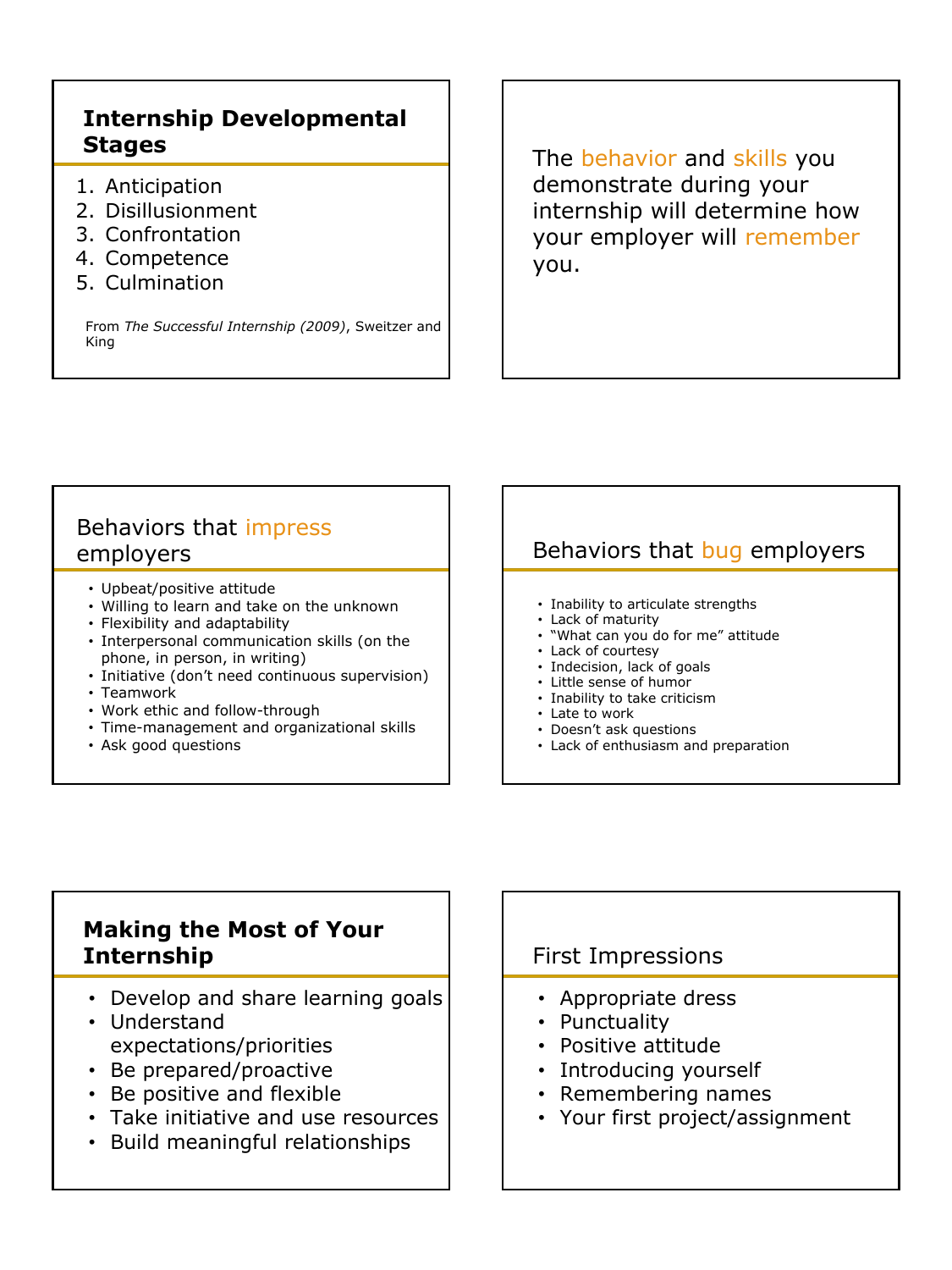## Internship Developmental Stages

1. Anticipation
2. Disillusionment
3. Confrontation
4. Competence
5. Culmination

From *The Successful Internship (2009)*, Sweitzer and King

The behavior and skills you demonstrate during your internship will determine how your employer will remember you.

## Behaviors that impress employers

- Upbeat/positive attitude
- Willing to learn and take on the unknown
- Flexibility and adaptability
- Interpersonal communication skills (on the phone, in person, in writing)
- Initiative (don't need continuous supervision)
- Teamwork
- Work ethic and follow-through
- Time-management and organizational skills
- Ask good questions

## Behaviors that bug employers

- Inability to articulate strengths
- Lack of maturity
- "What can you do for me" attitude
- Lack of courtesy
- Indecision, lack of goals
- Little sense of humor
- Inability to take criticism
- Late to work
- Doesn't ask questions
- Lack of enthusiasm and preparation

## Making the Most of Your Internship

- Develop and share learning goals
- Understand expectations/priorities
- Be prepared/proactive
- Be positive and flexible
- Take initiative and use resources
- Build meaningful relationships

## First Impressions

- Appropriate dress
- Punctuality
- Positive attitude
- Introducing yourself
- Remembering names
- Your first project/assignment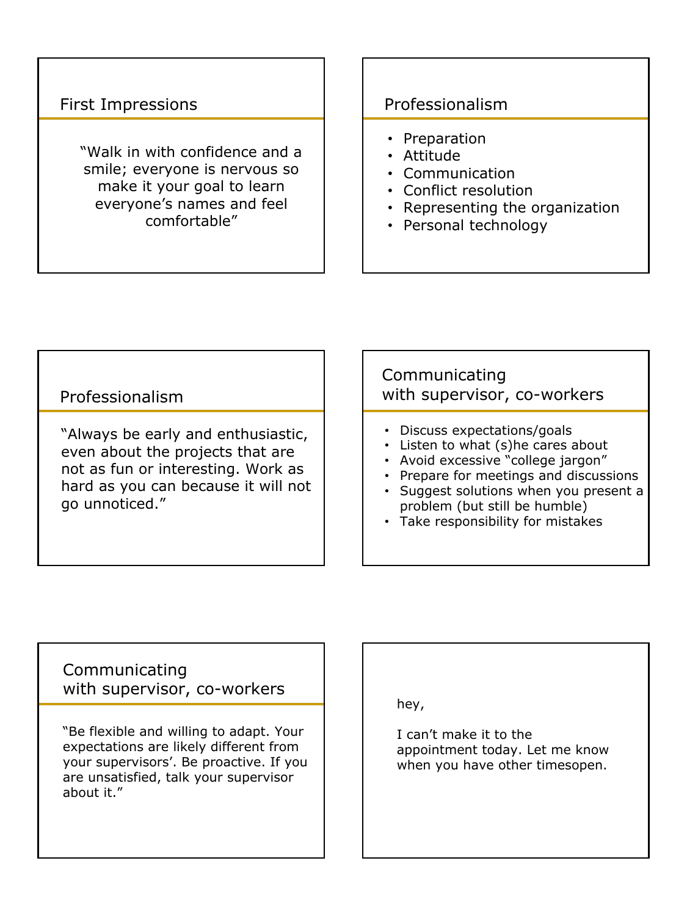## First Impressions

"Walk in with confidence and a smile; everyone is nervous so make it your goal to learn everyone's names and feel comfortable"

## Professionalism

- Preparation
- Attitude
- Communication
- Conflict resolution
- Representing the organization
- Personal technology

## Professionalism

"Always be early and enthusiastic, even about the projects that are not as fun or interesting. Work as hard as you can because it will not go unnoticed."

## Communicating with supervisor, co-workers

- Discuss expectations/goals
- Listen to what (s)he cares about
- Avoid excessive "college jargon"
- Prepare for meetings and discussions
- Suggest solutions when you present a problem (but still be humble)
- Take responsibility for mistakes

## Communicating with supervisor, co-workers

"Be flexible and willing to adapt. Your expectations are likely different from your supervisors'. Be proactive. If you are unsatisfied, talk your supervisor about it."

hey,

I can't make it to the appointment today. Let me know when you have other timesopen.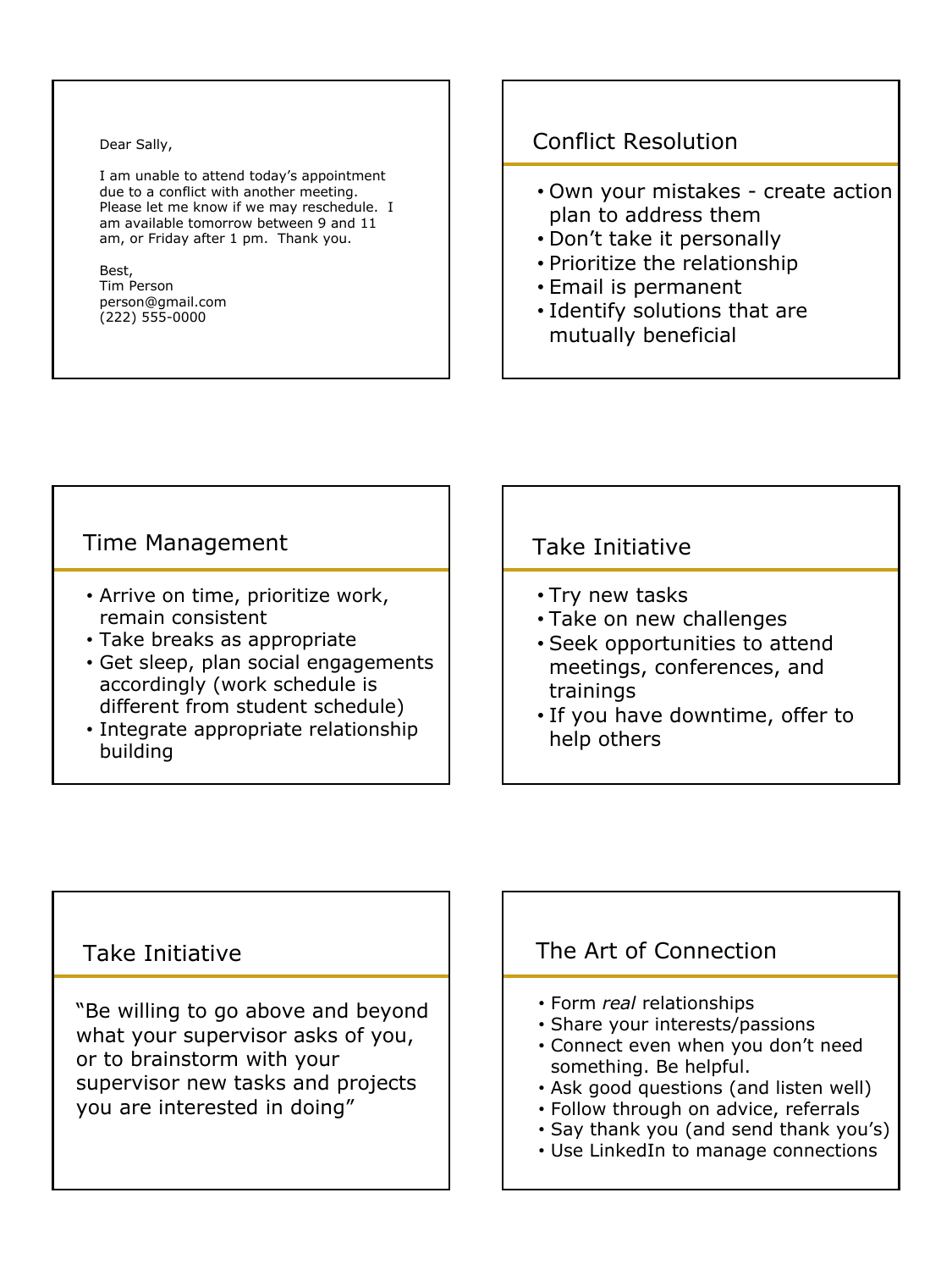Dear Sally,

I am unable to attend today's appointment due to a conflict with another meeting. Please let me know if we may reschedule. I am available tomorrow between 9 and 11 am, or Friday after 1 pm. Thank you.

Best,
Tim Person
person@gmail.com
(222) 555-0000

## Conflict Resolution

- Own your mistakes - create action plan to address them
- Don't take it personally
- Prioritize the relationship
- Email is permanent
- Identify solutions that are mutually beneficial

## Time Management

- Arrive on time, prioritize work, remain consistent
- Take breaks as appropriate
- Get sleep, plan social engagements accordingly (work schedule is different from student schedule)
- Integrate appropriate relationship building

## Take Initiative

- Try new tasks
- Take on new challenges
- Seek opportunities to attend meetings, conferences, and trainings
- If you have downtime, offer to help others

## Take Initiative

"Be willing to go above and beyond what your supervisor asks of you, or to brainstorm with your supervisor new tasks and projects you are interested in doing"

## The Art of Connection

- Form *real* relationships
- Share your interests/passions
- Connect even when you don't need something. Be helpful.
- Ask good questions (and listen well)
- Follow through on advice, referrals
- Say thank you (and send thank you's)
- Use LinkedIn to manage connections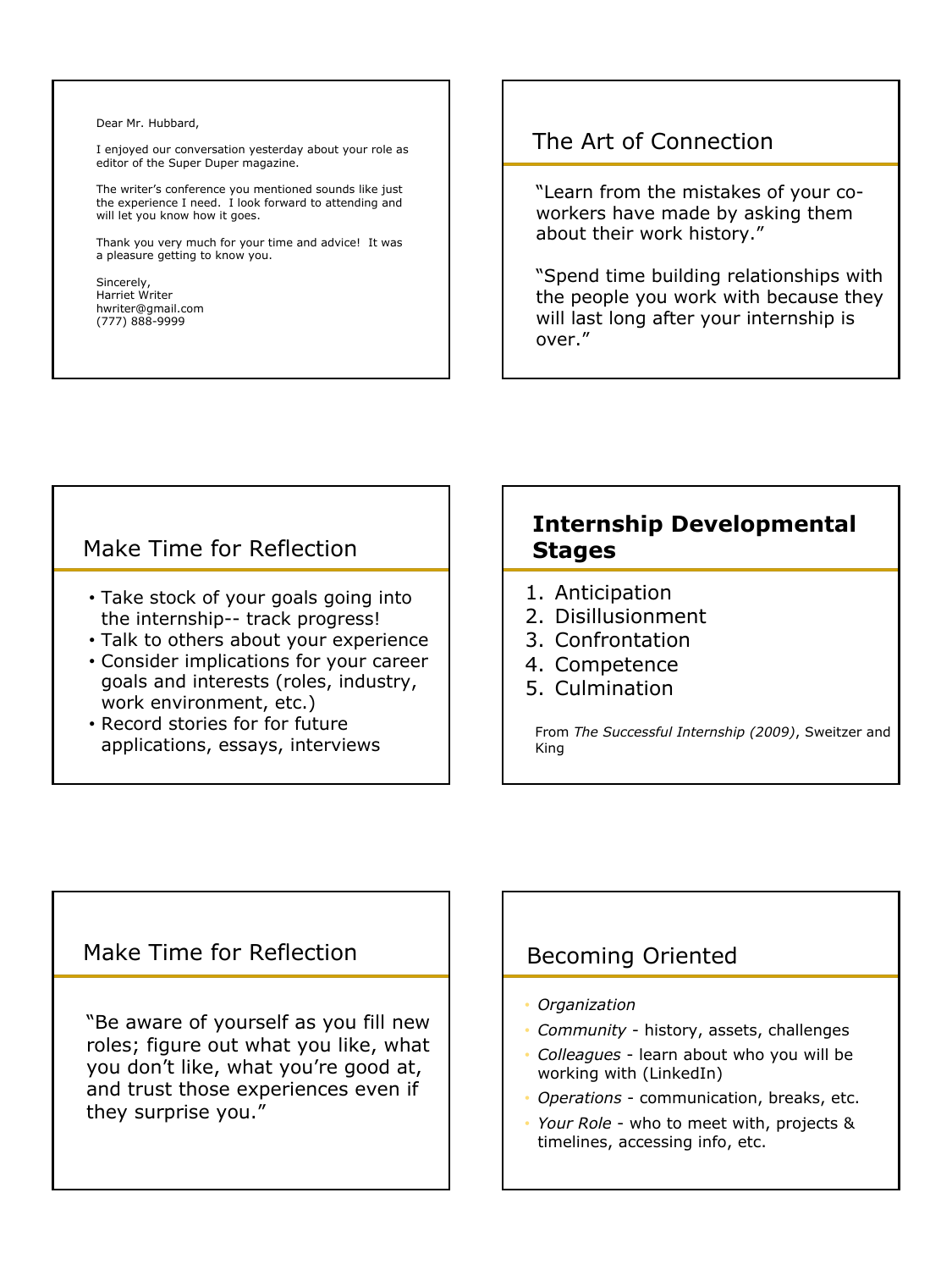Dear Mr. Hubbard,

I enjoyed our conversation yesterday about your role as editor of the Super Duper magazine.

The writer's conference you mentioned sounds like just the experience I need. I look forward to attending and will let you know how it goes.

Thank you very much for your time and advice! It was a pleasure getting to know you.

Sincerely,
Harriet Writer
hwriter@gmail.com
(777) 888-9999

## The Art of Connection

"Learn from the mistakes of your co-workers have made by asking them about their work history."

"Spend time building relationships with the people you work with because they will last long after your internship is over."

## Make Time for Reflection

- Take stock of your goals going into the internship-- track progress!
- Talk to others about your experience
- Consider implications for your career goals and interests (roles, industry, work environment, etc.)
- Record stories for for future applications, essays, interviews

## Internship Developmental Stages

1. Anticipation
2. Disillusionment
3. Confrontation
4. Competence
5. Culmination

From *The Successful Internship (2009)*, Sweitzer and King

## Make Time for Reflection

"Be aware of yourself as you fill new roles; figure out what you like, what you don't like, what you're good at, and trust those experiences even if they surprise you."

## Becoming Oriented

- *Organization*
- *Community* - history, assets, challenges
- *Colleagues* - learn about who you will be working with (LinkedIn)
- *Operations* - communication, breaks, etc.
- *Your Role* - who to meet with, projects & timelines, accessing info, etc.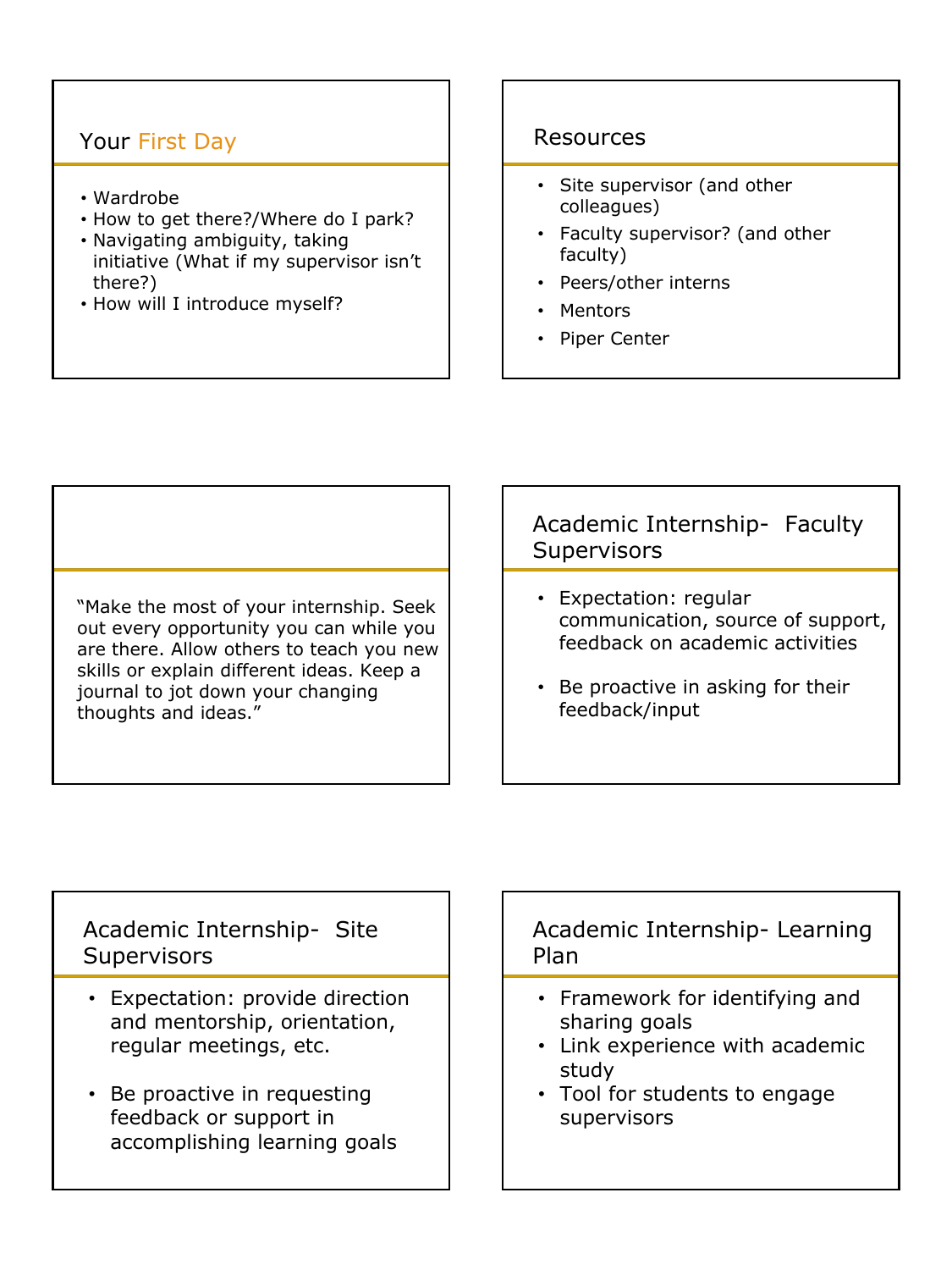## Your First Day

- Wardrobe
- How to get there?/Where do I park?
- Navigating ambiguity, taking initiative (What if my supervisor isn't there?)
- How will I introduce myself?

## Resources

- Site supervisor (and other colleagues)
- Faculty supervisor? (and other faculty)
- Peers/other interns
- Mentors
- Piper Center

"Make the most of your internship. Seek out every opportunity you can while you are there. Allow others to teach you new skills or explain different ideas. Keep a journal to jot down your changing thoughts and ideas."

## Academic Internship- Faculty Supervisors

- Expectation: regular communication, source of support, feedback on academic activities
- Be proactive in asking for their feedback/input

## Academic Internship- Site Supervisors

- Expectation: provide direction and mentorship, orientation, regular meetings, etc.
- Be proactive in requesting feedback or support in accomplishing learning goals

## Academic Internship- Learning Plan

- Framework for identifying and sharing goals
- Link experience with academic study
- Tool for students to engage supervisors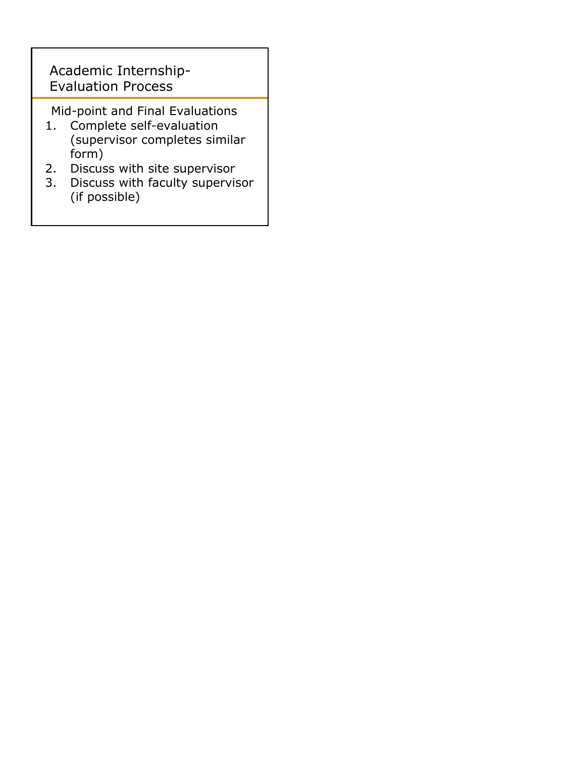## Academic Internship- Evaluation Process

Mid-point and Final Evaluations

1. Complete self-evaluation (supervisor completes similar form)
2. Discuss with site supervisor
3. Discuss with faculty supervisor (if possible)